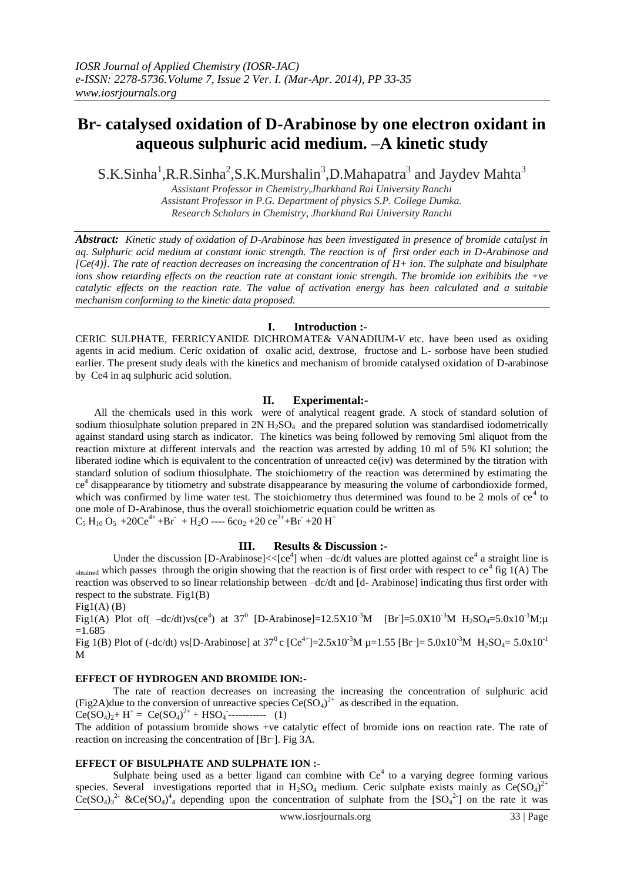# Br- catalysed oxidation of D-Arabinose by one electron oxidant in aqueous sulphuric acid medium. –A kinetic study

S.K.Sinha[1],R.R.Sinha[2],S.K.Murshalin[3],D.Mahapatra[3] and Jaydev Mahta[3]

*Assistant Professor in Chemistry,Jharkhand Rai University Ranchi*
*Assistant Professor in P.G. Department of physics S.P. College Dumka.*
*Research Scholars in Chemistry, Jharkhand Rai University Ranchi*

***Abstract:*** *Kinetic study of oxidation of D-Arabinose has been investigated in presence of bromide catalyst in aq. Sulphuric acid medium at constant ionic strength. The reaction is of first order each in D-Arabinose and [Ce(4)]. The rate of reaction decreases on increasing the concentration of H+ ion. The sulphate and bisulphate ions show retarding effects on the reaction rate at constant ionic strength. The bromide ion exihibits the +ve catalytic effects on the reaction rate. The value of activation energy has been calculated and a suitable mechanism conforming to the kinetic data proposed.*

## I. Introduction :-

CERIC SULPHATE, FERRICYANIDE DICHROMATE& VANADIUM-*V* etc. have been used as oxiding agents in acid medium. Ceric oxidation of oxalic acid, dextrose, fructose and L- sorbose have been studied earlier. The present study deals with the kinetics and mechanism of bromide catalysed oxidation of D-arabinose by Ce4 in aq sulphuric acid solution.

## II. Experimental:-

All the chemicals used in this work were of analytical reagent grade. A stock of standard solution of sodium thiosulphate solution prepared in 2N $H_2SO_4$ and the prepared solution was standardised iodometrically against standard using starch as indicator. The kinetics was being followed by removing 5ml aliquot from the reaction mixture at different intervals and the reaction was arrested by adding 10 ml of 5% KI solution; the liberated iodine which is equivalent to the concentration of unreacted ce(iv) was determined by the titration with standard solution of sodium thiosulphate. The stoichiometry of the reaction was determined by estimating the $ce^4$ disappearance by titiometry and substrate disappearance by measuring the volume of carbondioxide formed, which was confirmed by lime water test. The stoichiometry thus determined was found to be 2 mols of $ce^4$ to one mole of D-Arabinose, thus the overall stoichiometric equation could be written as

$C_5H_{10}O_5 + 20Ce^{4+} + Br^- + H_2O$ ---- $6co_2 + 20\ ce^{3+} + Br^- + 20\ H^+$

## III. Results & Discussion :-

Under the discussion [D-Arabinose]<<[$ce^4$] when –dc/dt values are plotted against $ce^4$ a straight line is obtained which passes through the origin showing that the reaction is of first order with respect to $ce^4$ fig 1(A) The reaction was observed to so linear relationship between –dc/dt and [d- Arabinose] indicating thus first order with respect to the substrate. Fig1(B)

Fig1(A) (B)

Fig1(A) Plot of( –dc/dt)vs($ce^4$) at $37^0$ [D-Arabinose]=$12.5X10^{-3}$M [$Br^-$]=$5.0X10^{-3}$M $H_2SO_4$=$5.0x10^{-1}$M;$\mu$ =1.685

Fig 1(B) Plot of (-dc/dt) vs[D-Arabinose] at $37^0$ c [$Ce^{4+}$]=$2.5x10^{-3}$M $\mu$=1.55 [$Br^-$]= $5.0x10^{-3}$M $H_2SO_4$= $5.0x10^{-1}$ M

**EFFECT OF HYDROGEN AND BROMIDE ION:-**

The rate of reaction decreases on increasing the increasing the concentration of sulphuric acid (Fig2A)due to the conversion of unreactive species $Ce(SO_4)^{2+}$ as described in the equation.

$Ce(SO_4)_2 + H^+ = Ce(SO_4)^{2+} + HSO_4^-$----------- (1)

The addition of potassium bromide shows +ve catalytic effect of bromide ions on reaction rate. The rate of reaction on increasing the concentration of [Br–]. Fig 3A.

**EFFECT OF BISULPHATE AND SULPHATE ION :-**

Sulphate being used as a better ligand can combine with $Ce^4$ to a varying degree forming various species. Several investigations reported that in $H_2SO_4$ medium. Ceric sulphate exists mainly as $Ce(SO_4)^{2+}$ $Ce(SO_4)_3^{2-}$ &$Ce(SO_4)^4_4$ depending upon the concentration of sulphate from the [$SO_4^{2-}$] on the rate it was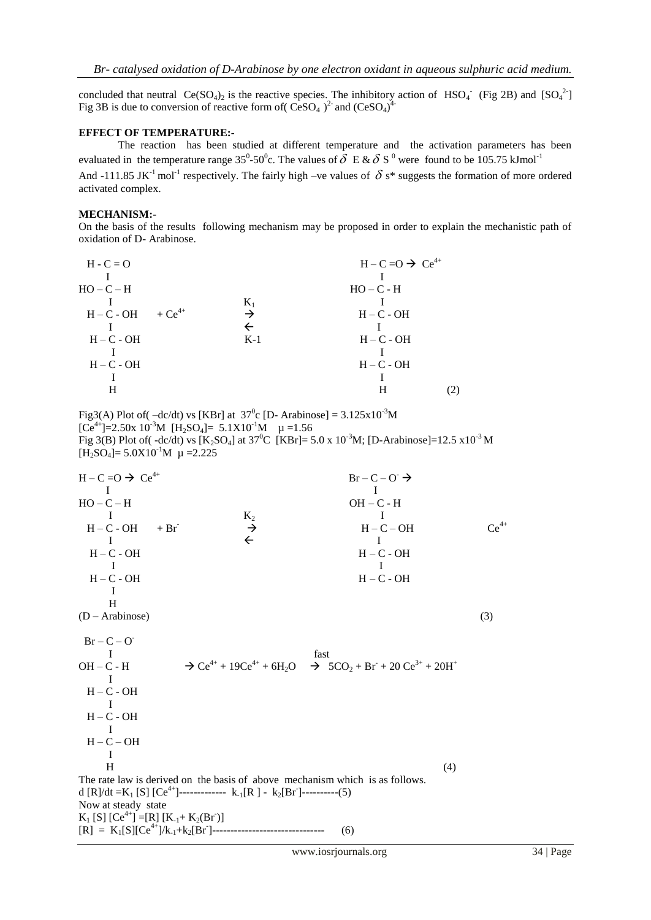concluded that neutral $Ce(SO_4)_2$ is the reactive species. The inhibitory action of $HSO_4^-$ (Fig 2B) and $[SO_4^{2-}]$ Fig 3B is due to conversion of reactive form of( $CeSO_4$ $)^{2-}$ and $(CeSO_4)^{4-}$

**EFFECT OF TEMPERATURE:-**

The reaction has been studied at different temperature and the activation parameters has been evaluated in the temperature range $35^0$-$50^0$c. The values of $\delta$ E & $\delta$ S $^0$ were found to be 105.75 kJmol$^{-1}$ And -111.85 JK$^{-1}$ mol$^{-1}$ respectively. The fairly high –ve values of $\delta$ s* suggests the formation of more ordered activated complex.

**MECHANISM:-**

On the basis of the results following mechanism may be proposed in order to explain the mechanistic path of oxidation of D- Arabinose.

```
  H - C = O                                              H – C =O → Ce4+
      I                                                       I
HO – C – H                                             HO – C - H
      I                          K1                           I
  H – C - OH      + Ce4+         →                     H – C - OH
      I                          ←                            I
  H – C - OH                     K-1                   H – C - OH
      I                                                       I
  H – C - OH                                           H – C - OH
      I                                                       I
      H                                                       H              (2)
```

Fig3(A) Plot of( $-dc/dt$) vs [KBr] at $37^0$c [D- Arabinose] = $3.125\times10^{-3}$M $[Ce^{4+}]$=$2.50\times 10^{-3}$M $[H_2SO_4]$= $5.1\times10^{-1}$M $\mu$ =1.56

Fig 3(B) Plot of( $-dc/dt$) vs $[K_2SO_4]$ at $37^0$C [KBr]= $5.0 \times 10^{-3}$M; [D-Arabinose]=$12.5 \times10^{-3}$ M $[H_2SO_4]$= $5.0\times10^{-1}$M $\mu$ =2.225

```
H – C =O → Ce4+                                        Br – C – O- →
      I                                                       I
HO – C – H                                             OH – C - H
      I                          K2                           I
  H – C - OH      + Br-          →                      H – C – OH              Ce4+
      I                          ←                            I
  H – C - OH                                           H – C - OH
      I                                                       I
  H – C - OH                                           H – C - OH
      I
      H
(D – Arabinose)                                                                 (3)
```

```
 Br – C – O-
      I                                           fast
OH – C - H            → Ce4+ + 19Ce4+ + 6H2O   →  5CO2 + Br- + 20 Ce3+ + 20H+
      I
  H – C - OH
      I
  H – C - OH
      I
  H – C – OH
      I
      H                                                                  (4)
```

The rate law is derived on the basis of above mechanism which is as follows.

d $[R]/dt$ =$K_1$ [S] $[Ce^{4+}]$------------- $k_{-1}[R]$ - $k_2[Br^-]$----------(5)

Now at steady state

$K_1 [S] [Ce^{4+}] =[R] [K_{-1}+ K_2(Br^-)]$

$[R] = K_1[S][Ce^{4+}]/k_{-1}+k_2[Br^-]$------------------------------- (6)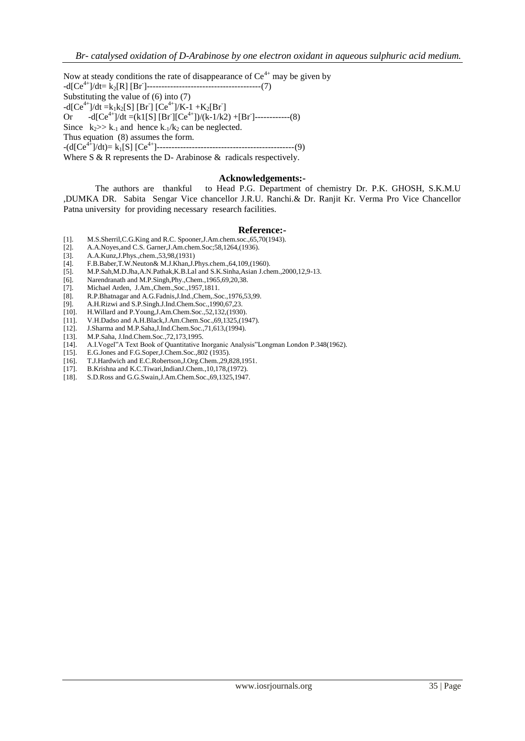Now at steady conditions the rate of disappearance of $Ce^{4+}$ may be given by

$-d[Ce^{4+}]/dt= k_2[R] [Br^-]$----------------------------------------(7)

Substituting the value of (6) into (7)

$-d[Ce^{4+}]/dt =k_1k_2[S] [Br^-] [Ce^{4+}]/K\text{-}1 +K_2[Br^-]$

Or $\quad -d[Ce^{4+}]/dt =(k1[S] [Br^-][Ce^{4+}])/(k\text{-}1/k2) +[Br^-]$------------(8)

Since $k_2 >> k_{-1}$ and hence $k_{-1}/k_2$ can be neglected.

Thus equation (8) assumes the form.

$-(d[Ce^{4+}]/dt)= k_1[S] [Ce^{4+}]$-----------------------------------------------(9)

Where S & R represents the D- Arabinose & radicals respectively.

## Acknowledgements:-

The authors are thankful to Head P.G. Department of chemistry Dr. P.K. GHOSH, S.K.M.U ,DUMKA DR. Sabita Sengar Vice chancellor J.R.U. Ranchi.& Dr. Ranjit Kr. Verma Pro Vice Chancellor Patna university for providing necessary research facilities.

## Reference:-

[1]. M.S.Sherril,C.G.King and R.C. Spooner,J.Am.chem.soc.,65,70(1943).
[2]. A.A.Noyes,and C.S. Garner,J.Am.chem.Soc;58,1264,(1936).
[3]. A.A.Kunz,J.Phys.,chem.,53,98,(1931)
[4]. F.B.Baber,T.W.Neuton& M.J.Khan,J.Phys.chem.,64,109,(1960).
[5]. M.P.Sah,M.D.Jha,A.N.Pathak,K.B.Lal and S.K.Sinha,Asian J.chem.,2000,12,9-13.
[6]. Narendranath and M.P.Singh,Phy.,Chem.,1965,69,20,38.
[7]. Michael Arden, J.Am.,Chem.,Soc.,1957,1811.
[8]. R.P.Bhatnagar and A.G.Fadnis,J.Ind.,Chem,.Soc.,1976,53,99.
[9]. A.H.Rizwi and S.P.Singh.J.Ind.Chem.Soc.,1990,67,23.
[10]. H.Willard and P.Young,J.Am.Chem.Soc.,52,132,(1930).
[11]. V.H.Dadso and A.H.Black,J.Am.Chem.Soc.,69,1325,(1947).
[12]. J.Sharma and M.P.Saha,J.Ind.Chem.Soc.,71,613,(1994).
[13]. M.P.Saha, J.Ind.Chem.Soc.,72,173,1995.
[14]. A.I.Vogel"A Text Book of Quantitative Inorganic Analysis"Longman London P.348(1962).
[15]. E.G.Jones and F.G.Soper,J.Chem.Soc.,802 (1935).
[16]. T.J.Hardwich and E.C.Robertson,J.Org.Chem.,29,828,1951.
[17]. B.Krishna and K.C.Tiwari,IndianJ.Chem.,10,178,(1972).
[18]. S.D.Ross and G.G.Swain,J.Am.Chem.Soc.,69,1325,1947.